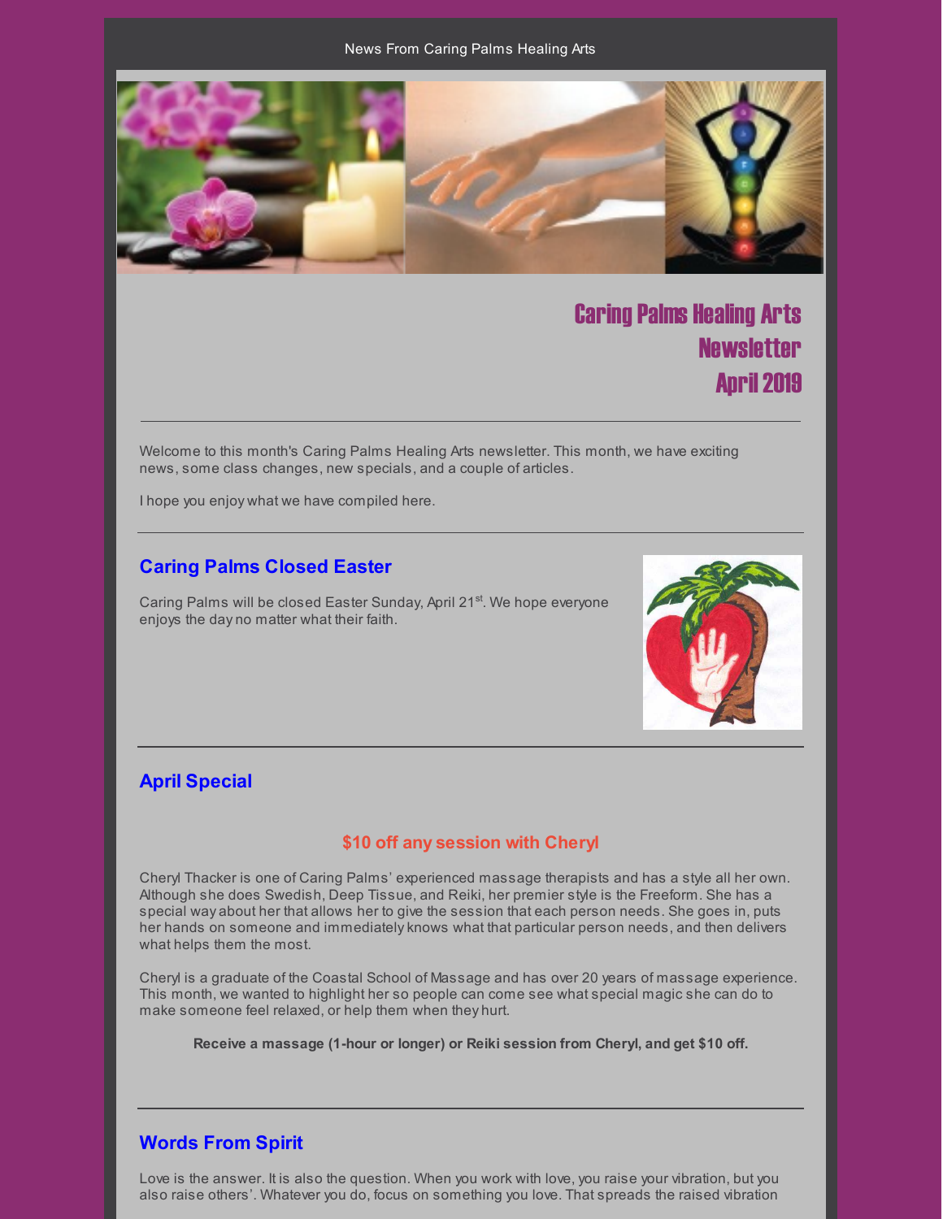News From Caring Palms Healing Arts

# Caring Palms Healing Arts Newsletter April 2019

Welcome to this month's Caring Palms Healing Arts newsletter. This month, we have exciting news, some class changes, new specials, and a couple of articles.

I hope you enjoy what we have compiled here.

## Caring Palms Closed Easter

Caring Palms will be closed Easter Sunday, April 21st. We hope everyone enjoys the day no matter what their faith.

## April Special

### $10 off any session with Cheryl

Cheryl Thacker is one of Caring Palms' experienced massage therapists and has a style all her own. Although she does Swedish, Deep Tissue, and Reiki, her premier style is the Freeform. She has a special way about her that allows her to give the session that each person needs. She goes in, puts her hands on someone and immediately knows what that particular person needs, and then delivers what helps them the most.

Cheryl is a graduate of the Coastal School of Massage and has over 20 years of massage experience. This month, we wanted to highlight her so people can come see what special magic she can do to make someone feel relaxed, or help them when they hurt.

**Receive a massage (1-hour or longer) or Reiki session from Cheryl, and get $10 off.**

## Words From Spirit

Love is the answer. It is also the question. When you work with love, you raise your vibration, but you also raise others'. Whatever you do, focus on something you love. That spreads the raised vibration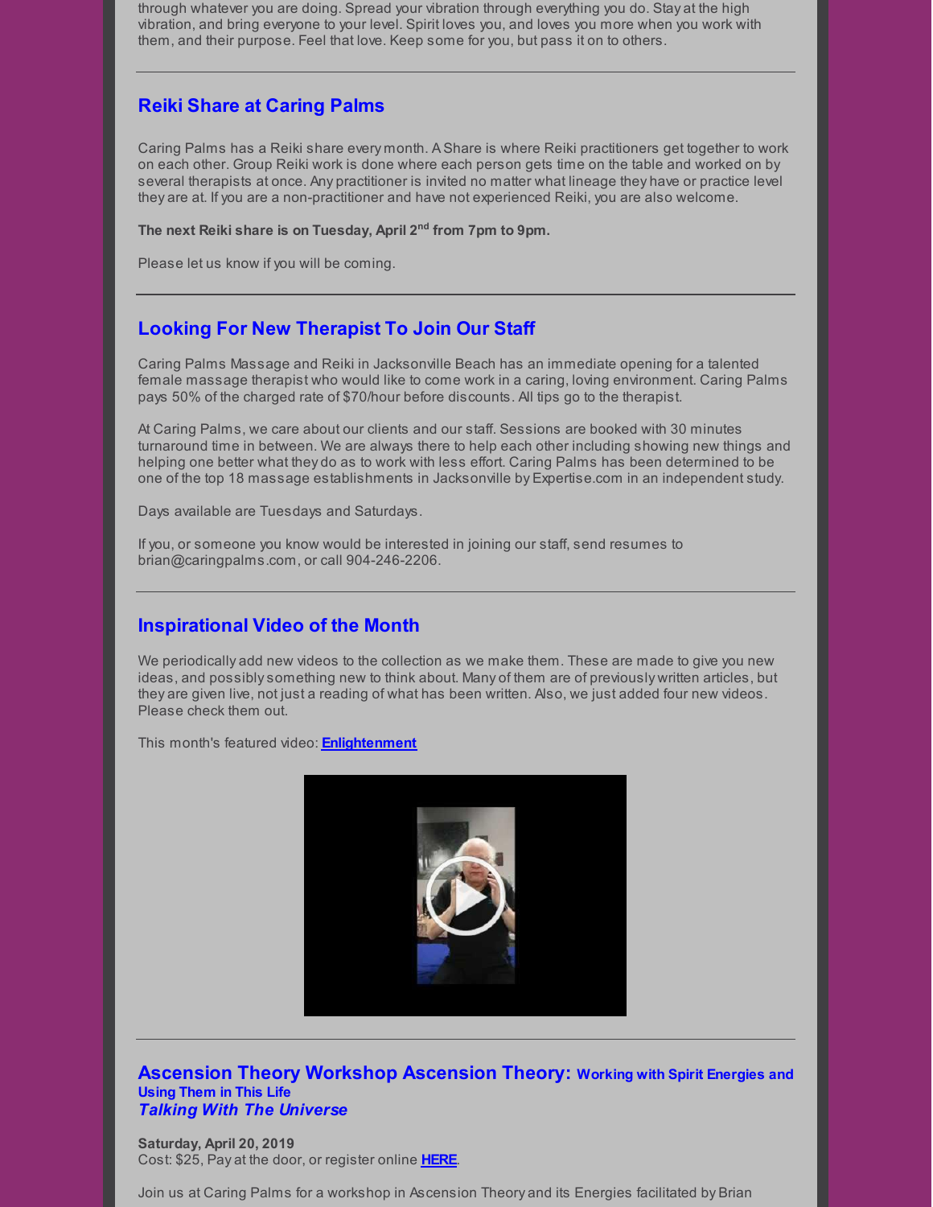through whatever you are doing. Spread your vibration through everything you do. Stay at the high vibration, and bring everyone to your level. Spirit loves you, and loves you more when you work with them, and their purpose. Feel that love. Keep some for you, but pass it on to others.

---

## Reiki Share at Caring Palms

Caring Palms has a Reiki share every month. A Share is where Reiki practitioners get together to work on each other. Group Reiki work is done where each person gets time on the table and worked on by several therapists at once. Any practitioner is invited no matter what lineage they have or practice level they are at. If you are a non-practitioner and have not experienced Reiki, you are also welcome.

**The next Reiki share is on Tuesday, April 2nd from 7pm to 9pm.**

Please let us know if you will be coming.

---

## Looking For New Therapist To Join Our Staff

Caring Palms Massage and Reiki in Jacksonville Beach has an immediate opening for a talented female massage therapist who would like to come work in a caring, loving environment. Caring Palms pays 50% of the charged rate of $70/hour before discounts. All tips go to the therapist.

At Caring Palms, we care about our clients and our staff. Sessions are booked with 30 minutes turnaround time in between. We are always there to help each other including showing new things and helping one better what they do as to work with less effort. Caring Palms has been determined to be one of the top 18 massage establishments in Jacksonville by Expertise.com in an independent study.

Days available are Tuesdays and Saturdays.

If you, or someone you know would be interested in joining our staff, send resumes to brian@caringpalms.com, or call 904-246-2206.

---

## Inspirational Video of the Month

We periodically add new videos to the collection as we make them. These are made to give you new ideas, and possibly something new to think about. Many of them are of previously written articles, but they are given live, not just a reading of what has been written. Also, we just added four new videos. Please check them out.

This month's featured video: **Enlightenment**

---

## Ascension Theory Workshop Ascension Theory: Working with Spirit Energies and Using Them in This Life

### *Talking With The Universe*

**Saturday, April 20, 2019**
Cost: $25, Pay at the door, or register online **HERE**.

Join us at Caring Palms for a workshop in Ascension Theory and its Energies facilitated by Brian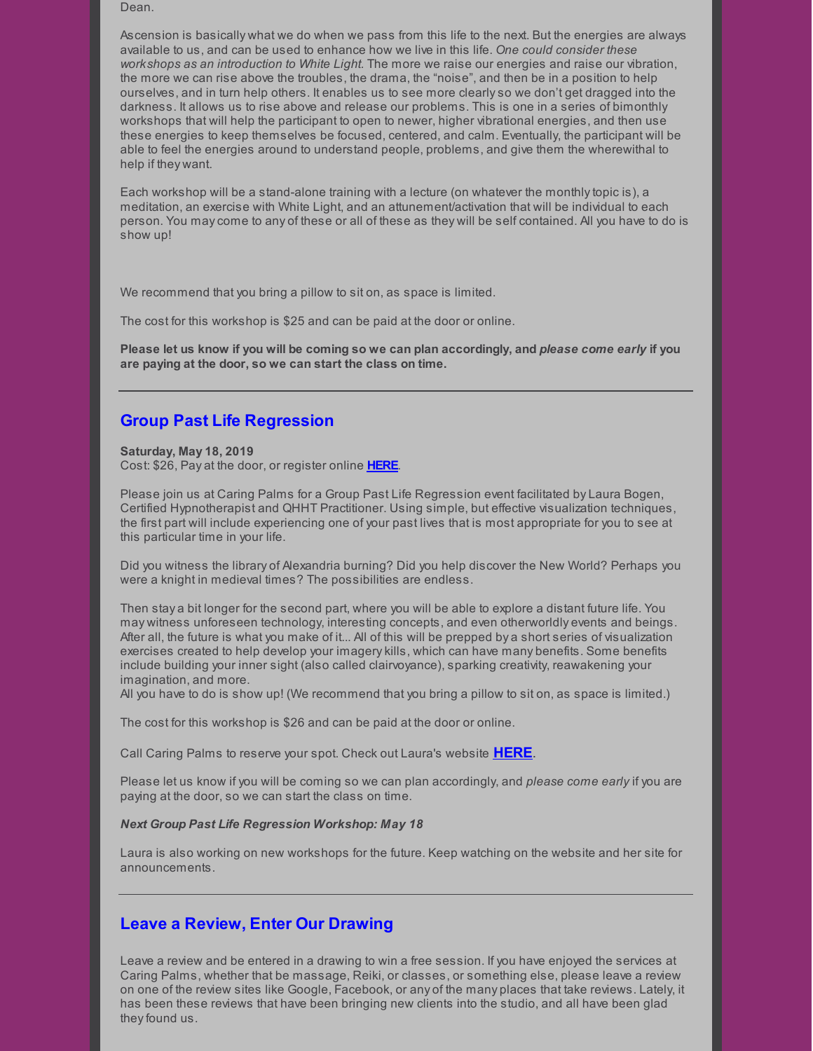Dean.

Ascension is basically what we do when we pass from this life to the next. But the energies are always available to us, and can be used to enhance how we live in this life. *One could consider these workshops as an introduction to White Light.* The more we raise our energies and raise our vibration, the more we can rise above the troubles, the drama, the "noise", and then be in a position to help ourselves, and in turn help others. It enables us to see more clearly so we don't get dragged into the darkness. It allows us to rise above and release our problems. This is one in a series of bimonthly workshops that will help the participant to open to newer, higher vibrational energies, and then use these energies to keep themselves be focused, centered, and calm. Eventually, the participant will be able to feel the energies around to understand people, problems, and give them the wherewithal to help if they want.

Each workshop will be a stand-alone training with a lecture (on whatever the monthly topic is), a meditation, an exercise with White Light, and an attunement/activation that will be individual to each person. You may come to any of these or all of these as they will be self contained. All you have to do is show up!

We recommend that you bring a pillow to sit on, as space is limited.

The cost for this workshop is $25 and can be paid at the door or online.

**Please let us know if you will be coming so we can plan accordingly, and *please come early* if you are paying at the door, so we can start the class on time.**

---

## Group Past Life Regression

**Saturday, May 18, 2019**
Cost: $26, Pay at the door, or register online **HERE**.

Please join us at Caring Palms for a Group Past Life Regression event facilitated by Laura Bogen, Certified Hypnotherapist and QHHT Practitioner. Using simple, but effective visualization techniques, the first part will include experiencing one of your past lives that is most appropriate for you to see at this particular time in your life.

Did you witness the library of Alexandria burning? Did you help discover the New World? Perhaps you were a knight in medieval times? The possibilities are endless.

Then stay a bit longer for the second part, where you will be able to explore a distant future life. You may witness unforeseen technology, interesting concepts, and even otherworldly events and beings. After all, the future is what you make of it... All of this will be prepped by a short series of visualization exercises created to help develop your imagery kills, which can have many benefits. Some benefits include building your inner sight (also called clairvoyance), sparking creativity, reawakening your imagination, and more.
All you have to do is show up! (We recommend that you bring a pillow to sit on, as space is limited.)

The cost for this workshop is $26 and can be paid at the door or online.

Call Caring Palms to reserve your spot. Check out Laura's website **HERE**.

Please let us know if you will be coming so we can plan accordingly, and *please come early* if you are paying at the door, so we can start the class on time.

***Next Group Past Life Regression Workshop: May 18***

Laura is also working on new workshops for the future. Keep watching on the website and her site for announcements.

---

## Leave a Review, Enter Our Drawing

Leave a review and be entered in a drawing to win a free session. If you have enjoyed the services at Caring Palms, whether that be massage, Reiki, or classes, or something else, please leave a review on one of the review sites like Google, Facebook, or any of the many places that take reviews. Lately, it has been these reviews that have been bringing new clients into the studio, and all have been glad they found us.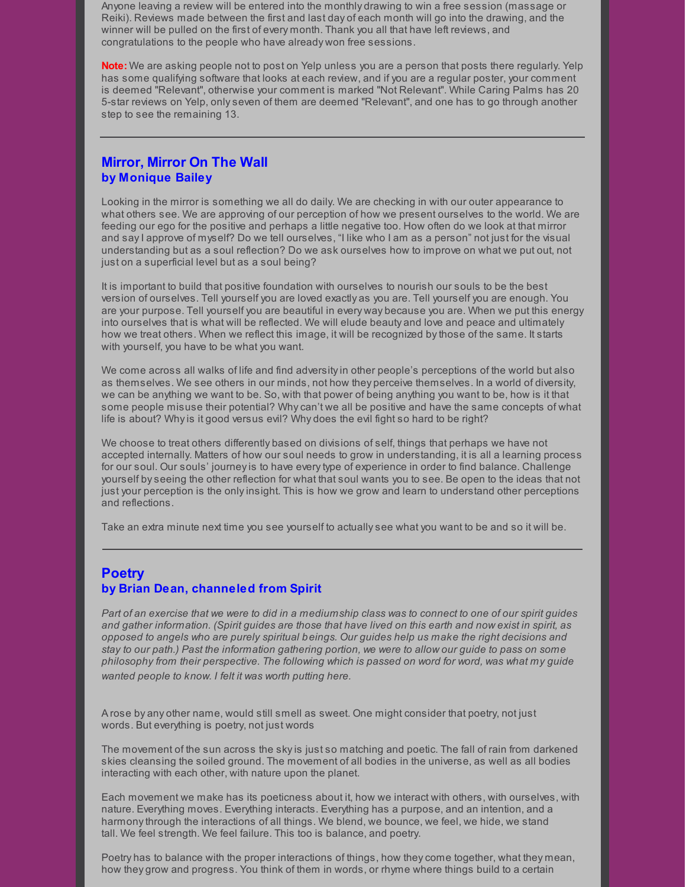Anyone leaving a review will be entered into the monthly drawing to win a free session (massage or Reiki). Reviews made between the first and last day of each month will go into the drawing, and the winner will be pulled on the first of every month. Thank you all that have left reviews, and congratulations to the people who have already won free sessions.

**Note:** We are asking people not to post on Yelp unless you are a person that posts there regularly. Yelp has some qualifying software that looks at each review, and if you are a regular poster, your comment is deemed "Relevant", otherwise your comment is marked "Not Relevant". While Caring Palms has 20 5-star reviews on Yelp, only seven of them are deemed "Relevant", and one has to go through another step to see the remaining 13.

---

## Mirror, Mirror On The Wall
### by Monique Bailey

Looking in the mirror is something we all do daily. We are checking in with our outer appearance to what others see. We are approving of our perception of how we present ourselves to the world. We are feeding our ego for the positive and perhaps a little negative too. How often do we look at that mirror and say I approve of myself? Do we tell ourselves, “I like who I am as a person” not just for the visual understanding but as a soul reflection? Do we ask ourselves how to improve on what we put out, not just on a superficial level but as a soul being?

It is important to build that positive foundation with ourselves to nourish our souls to be the best version of ourselves. Tell yourself you are loved exactly as you are. Tell yourself you are enough. You are your purpose. Tell yourself you are beautiful in every way because you are. When we put this energy into ourselves that is what will be reflected. We will elude beauty and love and peace and ultimately how we treat others. When we reflect this image, it will be recognized by those of the same. It starts with yourself, you have to be what you want.

We come across all walks of life and find adversity in other people’s perceptions of the world but also as themselves. We see others in our minds, not how they perceive themselves. In a world of diversity, we can be anything we want to be. So, with that power of being anything you want to be, how is it that some people misuse their potential? Why can’t we all be positive and have the same concepts of what life is about? Why is it good versus evil? Why does the evil fight so hard to be right?

We choose to treat others differently based on divisions of self, things that perhaps we have not accepted internally. Matters of how our soul needs to grow in understanding, it is all a learning process for our soul. Our souls’ journey is to have every type of experience in order to find balance. Challenge yourself by seeing the other reflection for what that soul wants you to see. Be open to the ideas that not just your perception is the only insight. This is how we grow and learn to understand other perceptions and reflections.

Take an extra minute next time you see yourself to actually see what you want to be and so it will be.

---

## Poetry
### by Brian Dean, channeled from Spirit

*Part of an exercise that we were to did in a mediumship class was to connect to one of our spirit guides and gather information. (Spirit guides are those that have lived on this earth and now exist in spirit, as opposed to angels who are purely spiritual beings. Our guides help us make the right decisions and stay to our path.) Past the information gathering portion, we were to allow our guide to pass on some philosophy from their perspective. The following which is passed on word for word, was what my guide wanted people to know. I felt it was worth putting here.*

A rose by any other name, would still smell as sweet. One might consider that poetry, not just words. But everything is poetry, not just words

The movement of the sun across the sky is just so matching and poetic. The fall of rain from darkened skies cleansing the soiled ground. The movement of all bodies in the universe, as well as all bodies interacting with each other, with nature upon the planet.

Each movement we make has its poeticness about it, how we interact with others, with ourselves, with nature. Everything moves. Everything interacts. Everything has a purpose, and an intention, and a harmony through the interactions of all things. We blend, we bounce, we feel, we hide, we stand tall. We feel strength. We feel failure. This too is balance, and poetry.

Poetry has to balance with the proper interactions of things, how they come together, what they mean, how they grow and progress. You think of them in words, or rhyme where things build to a certain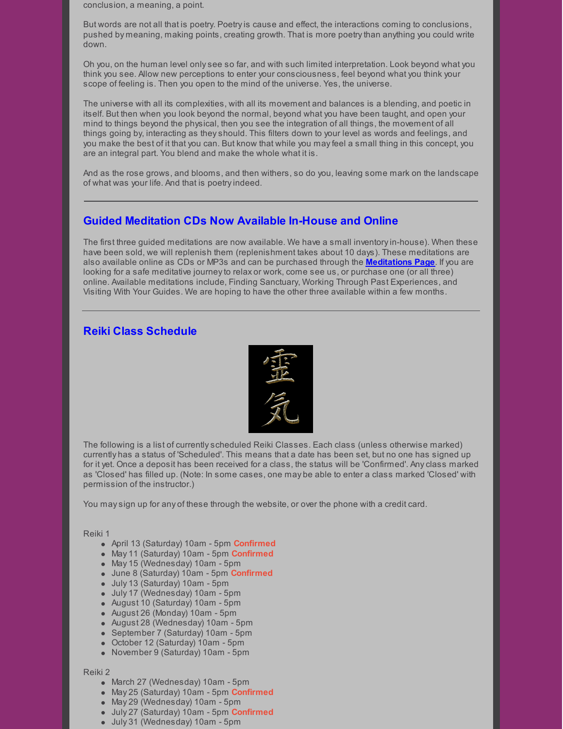conclusion, a meaning, a point.

But words are not all that is poetry. Poetry is cause and effect, the interactions coming to conclusions, pushed by meaning, making points, creating growth. That is more poetry than anything you could write down.

Oh you, on the human level only see so far, and with such limited interpretation. Look beyond what you think you see. Allow new perceptions to enter your consciousness, feel beyond what you think your scope of feeling is. Then you open to the mind of the universe. Yes, the universe.

The universe with all its complexities, with all its movement and balances is a blending, and poetic in itself. But then when you look beyond the normal, beyond what you have been taught, and open your mind to things beyond the physical, then you see the integration of all things, the movement of all things going by, interacting as they should. This filters down to your level as words and feelings, and you make the best of it that you can. But know that while you may feel a small thing in this concept, you are an integral part. You blend and make the whole what it is.

And as the rose grows, and blooms, and then withers, so do you, leaving some mark on the landscape of what was your life. And that is poetry indeed.

---

## Guided Meditation CDs Now Available In-House and Online

The first three guided meditations are now available. We have a small inventory in-house). When these have been sold, we will replenish them (replenishment takes about 10 days). These meditations are also available online as CDs or MP3s and can be purchased through the **Meditations Page**. If you are looking for a safe meditative journey to relax or work, come see us, or purchase one (or all three) online. Available meditations include, Finding Sanctuary, Working Through Past Experiences, and Visiting With Your Guides. We are hoping to have the other three available within a few months.

---

## Reiki Class Schedule

霊気

The following is a list of currently scheduled Reiki Classes. Each class (unless otherwise marked) currently has a status of 'Scheduled'. This means that a date has been set, but no one has signed up for it yet. Once a deposit has been received for a class, the status will be 'Confirmed'. Any class marked as 'Closed' has filled up. (Note: In some cases, one may be able to enter a class marked 'Closed' with permission of the instructor.)

You may sign up for any of these through the website, or over the phone with a credit card.

Reiki 1

- April 13 (Saturday) 10am - 5pm **Confirmed**
- May 11 (Saturday) 10am - 5pm **Confirmed**
- May 15 (Wednesday) 10am - 5pm
- June 8 (Saturday) 10am - 5pm **Confirmed**
- July 13 (Saturday) 10am - 5pm
- July 17 (Wednesday) 10am - 5pm
- August 10 (Saturday) 10am - 5pm
- August 26 (Monday) 10am - 5pm
- August 28 (Wednesday) 10am - 5pm
- September 7 (Saturday) 10am - 5pm
- October 12 (Saturday) 10am - 5pm
- November 9 (Saturday) 10am - 5pm

Reiki 2

- March 27 (Wednesday) 10am - 5pm
- May 25 (Saturday) 10am - 5pm **Confirmed**
- May 29 (Wednesday) 10am - 5pm
- July 27 (Saturday) 10am - 5pm **Confirmed**
- July 31 (Wednesday) 10am - 5pm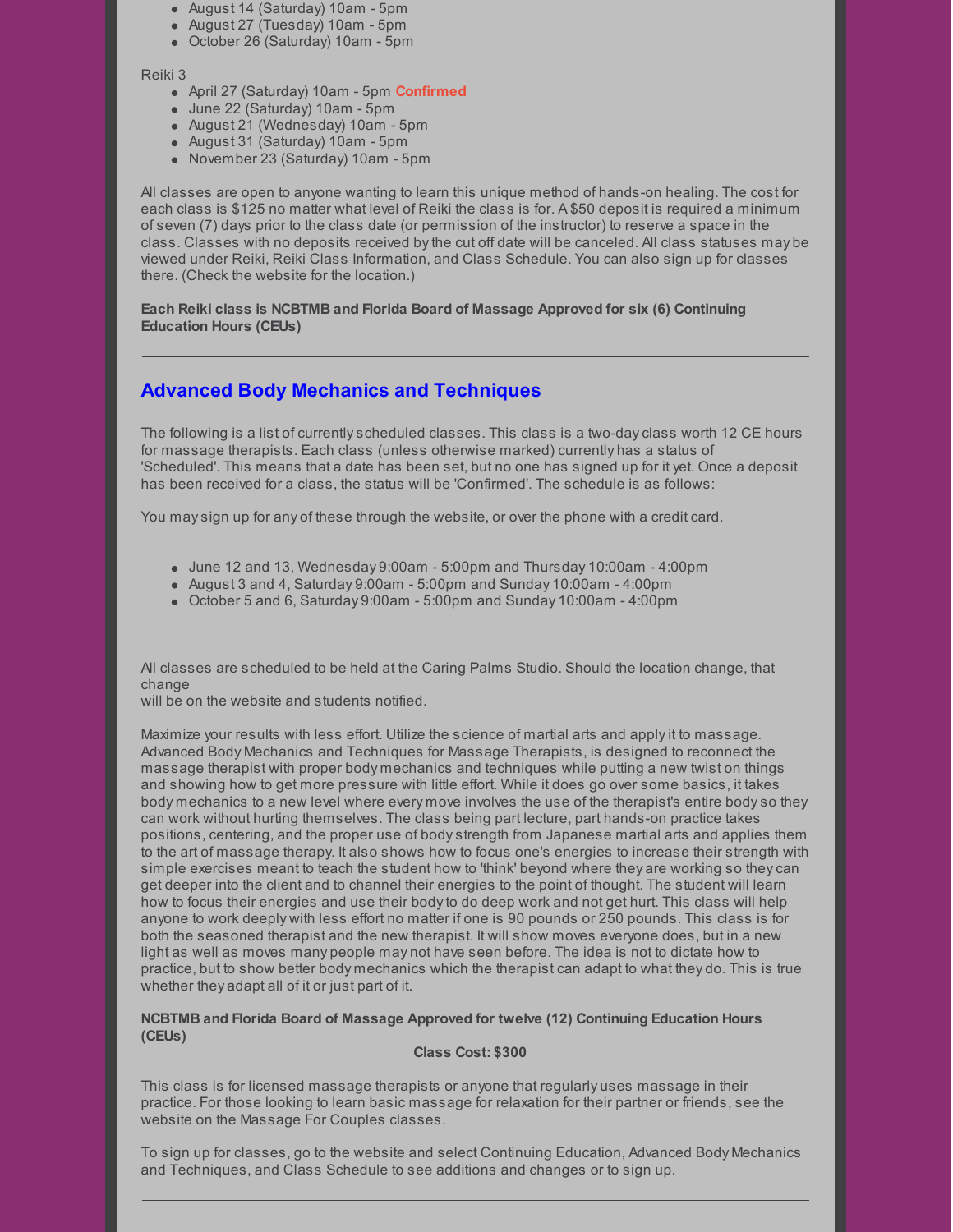- August 14 (Saturday) 10am - 5pm
- August 27 (Tuesday) 10am - 5pm
- October 26 (Saturday) 10am - 5pm

Reiki 3

- April 27 (Saturday) 10am - 5pm **Confirmed**
- June 22 (Saturday) 10am - 5pm
- August 21 (Wednesday) 10am - 5pm
- August 31 (Saturday) 10am - 5pm
- November 23 (Saturday) 10am - 5pm

All classes are open to anyone wanting to learn this unique method of hands-on healing. The cost for each class is $125 no matter what level of Reiki the class is for. A $50 deposit is required a minimum of seven (7) days prior to the class date (or permission of the instructor) to reserve a space in the class. Classes with no deposits received by the cut off date will be canceled. All class statuses may be viewed under Reiki, Reiki Class Information, and Class Schedule. You can also sign up for classes there. (Check the website for the location.)

**Each Reiki class is NCBTMB and Florida Board of Massage Approved for six (6) Continuing Education Hours (CEUs)**

---

## Advanced Body Mechanics and Techniques

The following is a list of currently scheduled classes. This class is a two-day class worth 12 CE hours for massage therapists. Each class (unless otherwise marked) currently has a status of 'Scheduled'. This means that a date has been set, but no one has signed up for it yet. Once a deposit has been received for a class, the status will be 'Confirmed'. The schedule is as follows:

You may sign up for any of these through the website, or over the phone with a credit card.

- June 12 and 13, Wednesday 9:00am - 5:00pm and Thursday 10:00am - 4:00pm
- August 3 and 4, Saturday 9:00am - 5:00pm and Sunday 10:00am - 4:00pm
- October 5 and 6, Saturday 9:00am - 5:00pm and Sunday 10:00am - 4:00pm

All classes are scheduled to be held at the Caring Palms Studio. Should the location change, that change
will be on the website and students notified.

Maximize your results with less effort. Utilize the science of martial arts and apply it to massage. Advanced Body Mechanics and Techniques for Massage Therapists, is designed to reconnect the massage therapist with proper body mechanics and techniques while putting a new twist on things and showing how to get more pressure with little effort. While it does go over some basics, it takes body mechanics to a new level where every move involves the use of the therapist's entire body so they can work without hurting themselves. The class being part lecture, part hands-on practice takes positions, centering, and the proper use of body strength from Japanese martial arts and applies them to the art of massage therapy. It also shows how to focus one's energies to increase their strength with simple exercises meant to teach the student how to 'think' beyond where they are working so they can get deeper into the client and to channel their energies to the point of thought. The student will learn how to focus their energies and use their body to do deep work and not get hurt. This class will help anyone to work deeply with less effort no matter if one is 90 pounds or 250 pounds. This class is for both the seasoned therapist and the new therapist. It will show moves everyone does, but in a new light as well as moves many people may not have seen before. The idea is not to dictate how to practice, but to show better body mechanics which the therapist can adapt to what they do. This is true whether they adapt all of it or just part of it.

**NCBTMB and Florida Board of Massage Approved for twelve (12) Continuing Education Hours (CEUs)**

**Class Cost: $300**

This class is for licensed massage therapists or anyone that regularly uses massage in their practice. For those looking to learn basic massage for relaxation for their partner or friends, see the website on the Massage For Couples classes.

To sign up for classes, go to the website and select Continuing Education, Advanced Body Mechanics and Techniques, and Class Schedule to see additions and changes or to sign up.

---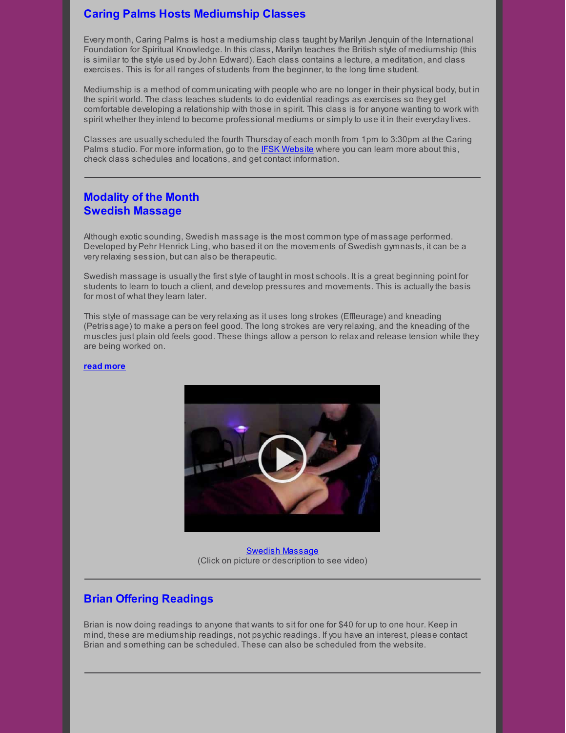## Caring Palms Hosts Mediumship Classes

Every month, Caring Palms is host a mediumship class taught by Marilyn Jenquin of the International Foundation for Spiritual Knowledge. In this class, Marilyn teaches the British style of mediumship (this is similar to the style used by John Edward). Each class contains a lecture, a meditation, and class exercises. This is for all ranges of students from the beginner, to the long time student.

Mediumship is a method of communicating with people who are no longer in their physical body, but in the spirit world. The class teaches students to do evidential readings as exercises so they get comfortable developing a relationship with those in spirit. This class is for anyone wanting to work with spirit whether they intend to become professional mediums or simply to use it in their everyday lives.

Classes are usually scheduled the fourth Thursday of each month from 1pm to 3:30pm at the Caring Palms studio. For more information, go to the IFSK Website where you can learn more about this, check class schedules and locations, and get contact information.

---

## Modality of the Month
## Swedish Massage

Although exotic sounding, Swedish massage is the most common type of massage performed. Developed by Pehr Henrick Ling, who based it on the movements of Swedish gymnasts, it can be a very relaxing session, but can also be therapeutic.

Swedish massage is usually the first style of taught in most schools. It is a great beginning point for students to learn to touch a client, and develop pressures and movements. This is actually the basis for most of what they learn later.

This style of massage can be very relaxing as it uses long strokes (Effleurage) and kneading (Petrissage) to make a person feel good. The long strokes are very relaxing, and the kneading of the muscles just plain old feels good. These things allow a person to relax and release tension while they are being worked on.

**read more**

Swedish Massage
(Click on picture or description to see video)

---

## Brian Offering Readings

Brian is now doing readings to anyone that wants to sit for one for $40 for up to one hour. Keep in mind, these are mediumship readings, not psychic readings. If you have an interest, please contact Brian and something can be scheduled. These can also be scheduled from the website.

---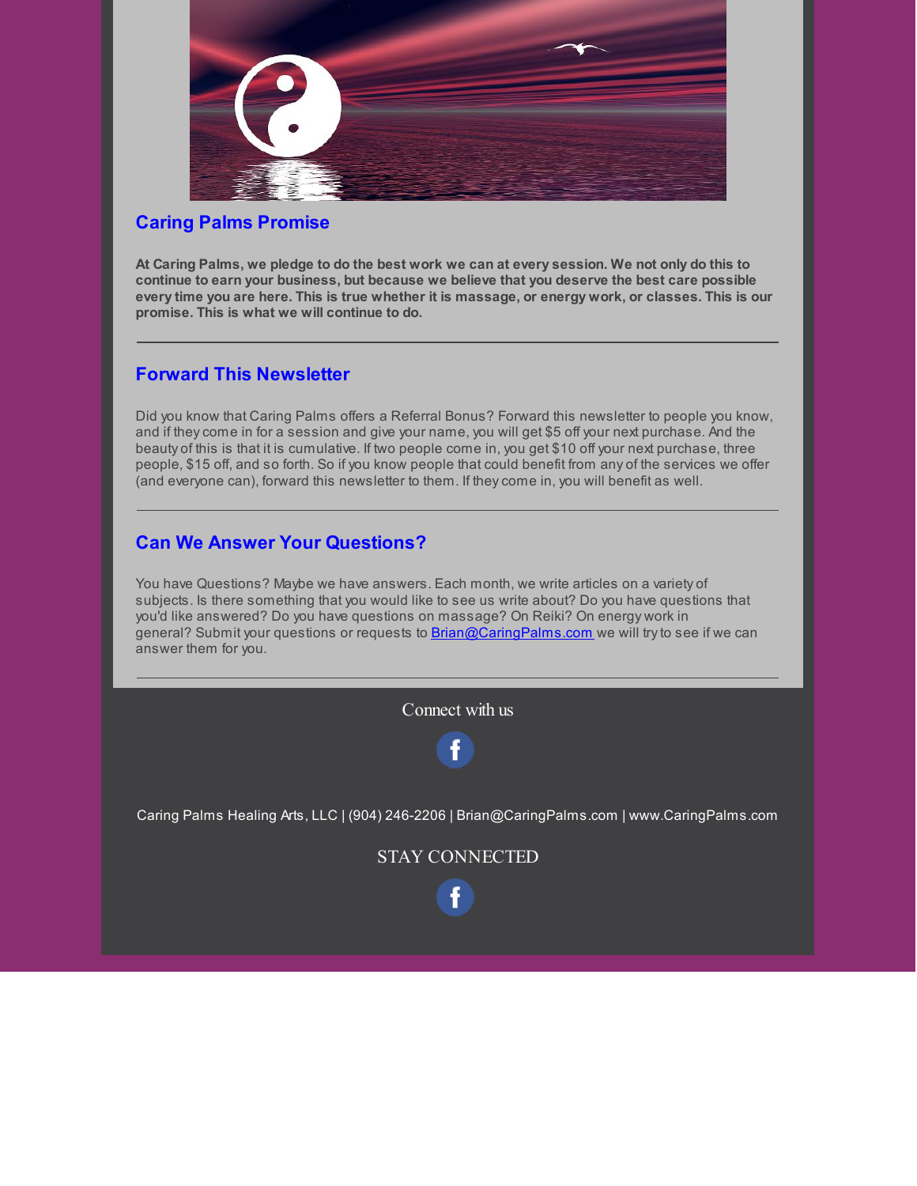## Caring Palms Promise

**At Caring Palms, we pledge to do the best work we can at every session. We not only do this to continue to earn your business, but because we believe that you deserve the best care possible every time you are here. This is true whether it is massage, or energy work, or classes. This is our promise. This is what we will continue to do.**

---

## Forward This Newsletter

Did you know that Caring Palms offers a Referral Bonus? Forward this newsletter to people you know, and if they come in for a session and give your name, you will get $5 off your next purchase. And the beauty of this is that it is cumulative. If two people come in, you get $10 off your next purchase, three people, $15 off, and so forth. So if you know people that could benefit from any of the services we offer (and everyone can), forward this newsletter to them. If they come in, you will benefit as well.

---

## Can We Answer Your Questions?

You have Questions? Maybe we have answers. Each month, we write articles on a variety of subjects. Is there something that you would like to see us write about? Do you have questions that you'd like answered? Do you have questions on massage? On Reiki? On energy work in general? Submit your questions or requests to [Brian@CaringPalms.com](mailto:Brian@CaringPalms.com) we will try to see if we can answer them for you.

---

Connect with us

Caring Palms Healing Arts, LLC | (904) 246-2206 | Brian@CaringPalms.com | www.CaringPalms.com

STAY CONNECTED